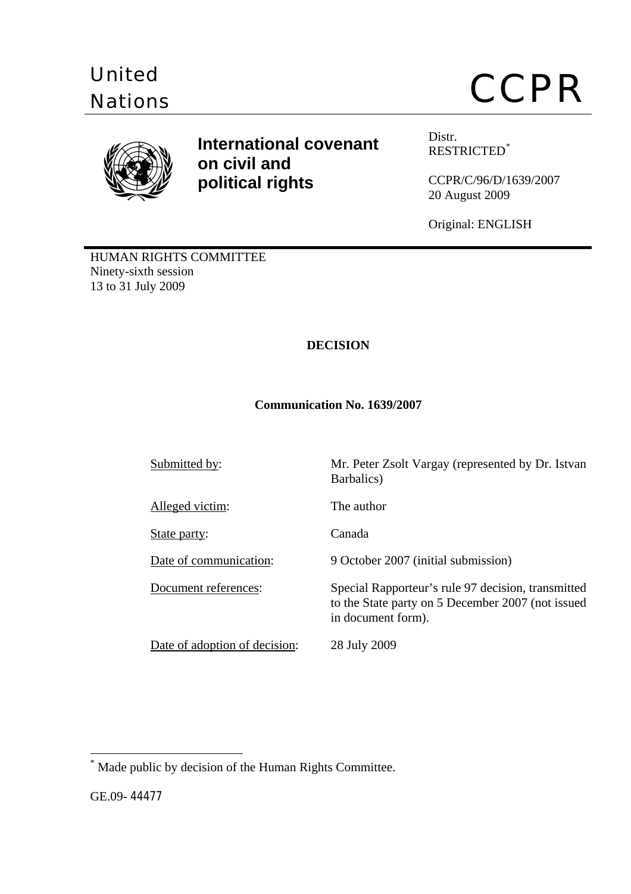United Nations

# CCPR

**International covenant on civil and political rights**

Distr.
RESTRICTED[*]

CCPR/C/96/D/1639/2007
20 August 2009

Original: ENGLISH

HUMAN RIGHTS COMMITTEE
Ninety-sixth session
13 to 31 July 2009

## DECISION

### Communication No. 1639/2007

| | |
|---|---|
| Submitted by: | Mr. Peter Zsolt Vargay (represented by Dr. Istvan Barbalics) |
| Alleged victim: | The author |
| State party: | Canada |
| Date of communication: | 9 October 2007 (initial submission) |
| Document references: | Special Rapporteur's rule 97 decision, transmitted to the State party on 5 December 2007 (not issued in document form). |
| Date of adoption of decision: | 28 July 2009 |

[*] Made public by decision of the Human Rights Committee.

GE.09- 44477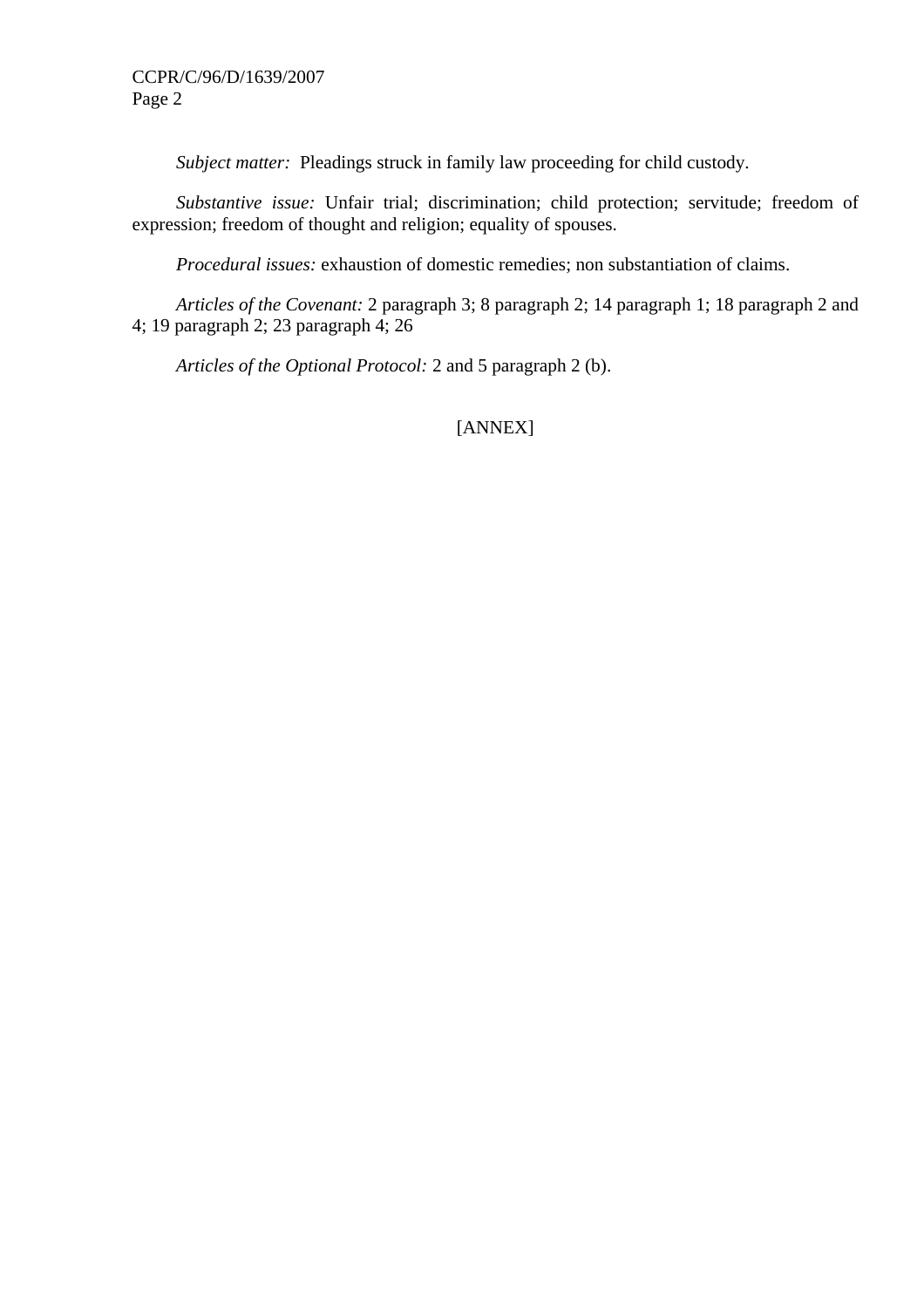*Subject matter:* Pleadings struck in family law proceeding for child custody.

*Substantive issue:* Unfair trial; discrimination; child protection; servitude; freedom of expression; freedom of thought and religion; equality of spouses.

*Procedural issues:* exhaustion of domestic remedies; non substantiation of claims.

*Articles of the Covenant:* 2 paragraph 3; 8 paragraph 2; 14 paragraph 1; 18 paragraph 2 and 4; 19 paragraph 2; 23 paragraph 4; 26

*Articles of the Optional Protocol:* 2 and 5 paragraph 2 (b).

[ANNEX]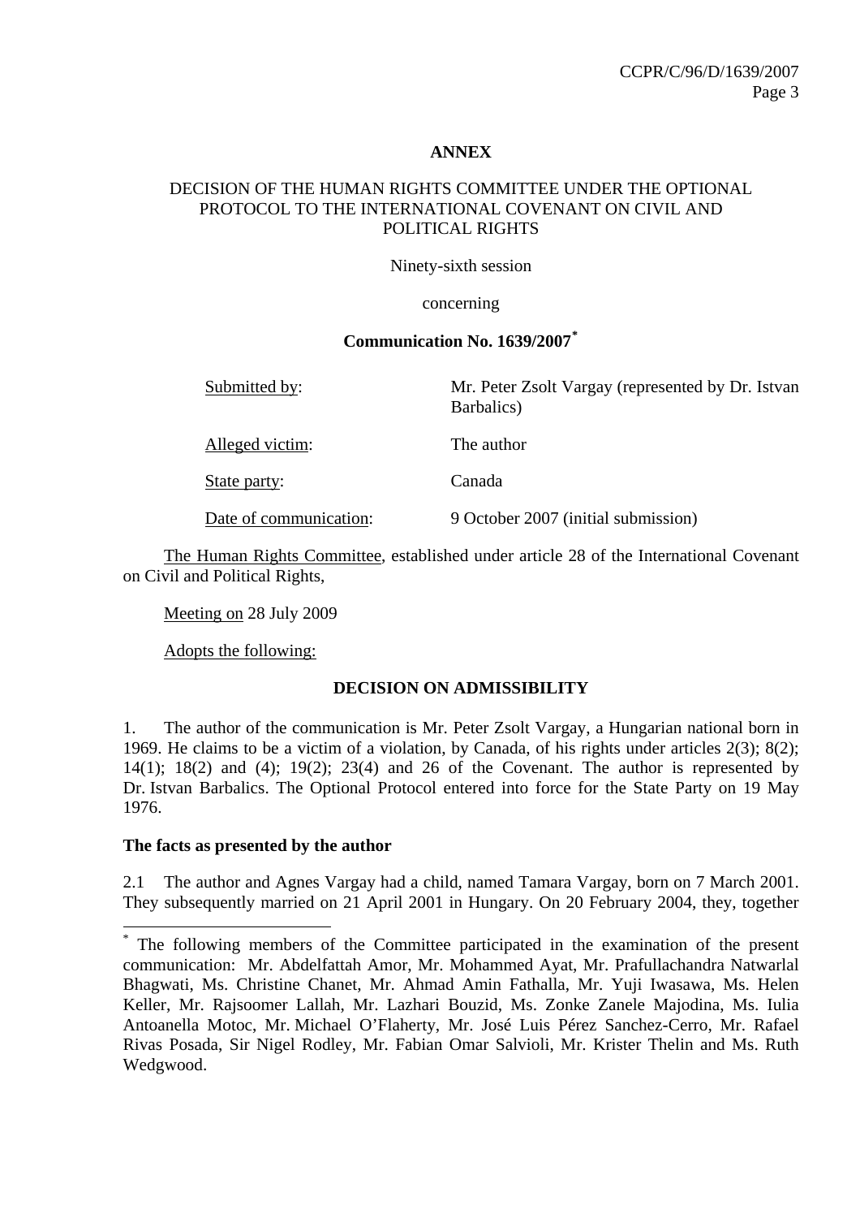**ANNEX**

DECISION OF THE HUMAN RIGHTS COMMITTEE UNDER THE OPTIONAL PROTOCOL TO THE INTERNATIONAL COVENANT ON CIVIL AND POLITICAL RIGHTS

Ninety-sixth session

concerning

**Communication No. 1639/2007[*]**

| | |
|---|---|
| Submitted by: | Mr. Peter Zsolt Vargay (represented by Dr. Istvan Barbalics) |
| Alleged victim: | The author |
| State party: | Canada |
| Date of communication: | 9 October 2007 (initial submission) |

The Human Rights Committee, established under article 28 of the International Covenant on Civil and Political Rights,

Meeting on 28 July 2009

Adopts the following:

**DECISION ON ADMISSIBILITY**

1. The author of the communication is Mr. Peter Zsolt Vargay, a Hungarian national born in 1969. He claims to be a victim of a violation, by Canada, of his rights under articles 2(3); 8(2); 14(1); 18(2) and (4); 19(2); 23(4) and 26 of the Covenant. The author is represented by Dr. Istvan Barbalics. The Optional Protocol entered into force for the State Party on 19 May 1976.

**The facts as presented by the author**

2.1 The author and Agnes Vargay had a child, named Tamara Vargay, born on 7 March 2001. They subsequently married on 21 April 2001 in Hungary. On 20 February 2004, they, together

[*] The following members of the Committee participated in the examination of the present communication: Mr. Abdelfattah Amor, Mr. Mohammed Ayat, Mr. Prafullachandra Natwarlal Bhagwati, Ms. Christine Chanet, Mr. Ahmad Amin Fathalla, Mr. Yuji Iwasawa, Ms. Helen Keller, Mr. Rajsoomer Lallah, Mr. Lazhari Bouzid, Ms. Zonke Zanele Majodina, Ms. Iulia Antoanella Motoc, Mr. Michael O'Flaherty, Mr. José Luis Pérez Sanchez-Cerro, Mr. Rafael Rivas Posada, Sir Nigel Rodley, Mr. Fabian Omar Salvioli, Mr. Krister Thelin and Ms. Ruth Wedgwood.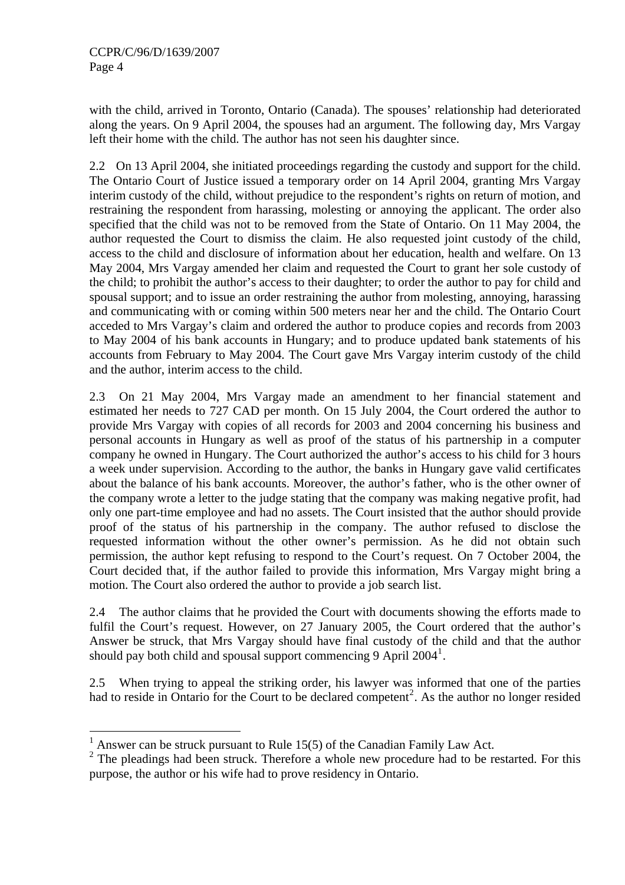with the child, arrived in Toronto, Ontario (Canada). The spouses' relationship had deteriorated along the years. On 9 April 2004, the spouses had an argument. The following day, Mrs Vargay left their home with the child. The author has not seen his daughter since.

2.2 On 13 April 2004, she initiated proceedings regarding the custody and support for the child. The Ontario Court of Justice issued a temporary order on 14 April 2004, granting Mrs Vargay interim custody of the child, without prejudice to the respondent's rights on return of motion, and restraining the respondent from harassing, molesting or annoying the applicant. The order also specified that the child was not to be removed from the State of Ontario. On 11 May 2004, the author requested the Court to dismiss the claim. He also requested joint custody of the child, access to the child and disclosure of information about her education, health and welfare. On 13 May 2004, Mrs Vargay amended her claim and requested the Court to grant her sole custody of the child; to prohibit the author's access to their daughter; to order the author to pay for child and spousal support; and to issue an order restraining the author from molesting, annoying, harassing and communicating with or coming within 500 meters near her and the child. The Ontario Court acceded to Mrs Vargay's claim and ordered the author to produce copies and records from 2003 to May 2004 of his bank accounts in Hungary; and to produce updated bank statements of his accounts from February to May 2004. The Court gave Mrs Vargay interim custody of the child and the author, interim access to the child.

2.3 On 21 May 2004, Mrs Vargay made an amendment to her financial statement and estimated her needs to 727 CAD per month. On 15 July 2004, the Court ordered the author to provide Mrs Vargay with copies of all records for 2003 and 2004 concerning his business and personal accounts in Hungary as well as proof of the status of his partnership in a computer company he owned in Hungary. The Court authorized the author's access to his child for 3 hours a week under supervision. According to the author, the banks in Hungary gave valid certificates about the balance of his bank accounts. Moreover, the author's father, who is the other owner of the company wrote a letter to the judge stating that the company was making negative profit, had only one part-time employee and had no assets. The Court insisted that the author should provide proof of the status of his partnership in the company. The author refused to disclose the requested information without the other owner's permission. As he did not obtain such permission, the author kept refusing to respond to the Court's request. On 7 October 2004, the Court decided that, if the author failed to provide this information, Mrs Vargay might bring a motion. The Court also ordered the author to provide a job search list.

2.4 The author claims that he provided the Court with documents showing the efforts made to fulfil the Court's request. However, on 27 January 2005, the Court ordered that the author's Answer be struck, that Mrs Vargay should have final custody of the child and that the author should pay both child and spousal support commencing 9 April 2004[1].

2.5 When trying to appeal the striking order, his lawyer was informed that one of the parties had to reside in Ontario for the Court to be declared competent[2]. As the author no longer resided

---

[1] Answer can be struck pursuant to Rule 15(5) of the Canadian Family Law Act.

[2] The pleadings had been struck. Therefore a whole new procedure had to be restarted. For this purpose, the author or his wife had to prove residency in Ontario.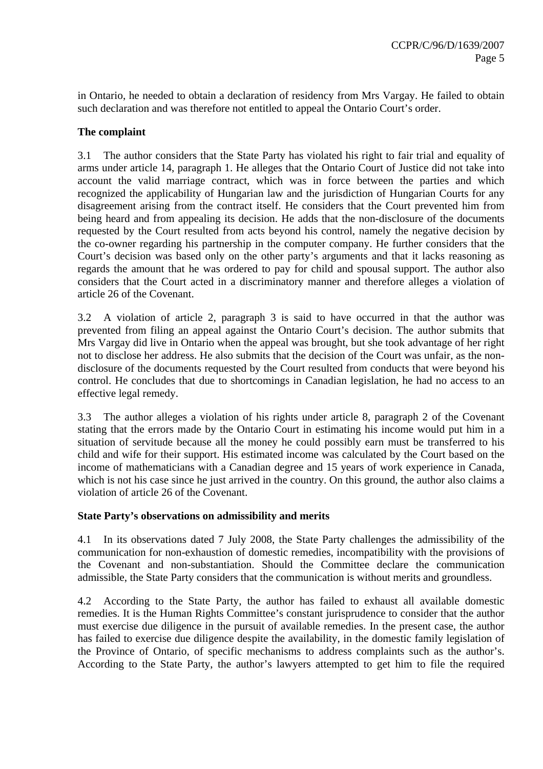in Ontario, he needed to obtain a declaration of residency from Mrs Vargay. He failed to obtain such declaration and was therefore not entitled to appeal the Ontario Court's order.

### The complaint

3.1 The author considers that the State Party has violated his right to fair trial and equality of arms under article 14, paragraph 1. He alleges that the Ontario Court of Justice did not take into account the valid marriage contract, which was in force between the parties and which recognized the applicability of Hungarian law and the jurisdiction of Hungarian Courts for any disagreement arising from the contract itself. He considers that the Court prevented him from being heard and from appealing its decision. He adds that the non-disclosure of the documents requested by the Court resulted from acts beyond his control, namely the negative decision by the co-owner regarding his partnership in the computer company. He further considers that the Court's decision was based only on the other party's arguments and that it lacks reasoning as regards the amount that he was ordered to pay for child and spousal support. The author also considers that the Court acted in a discriminatory manner and therefore alleges a violation of article 26 of the Covenant.

3.2 A violation of article 2, paragraph 3 is said to have occurred in that the author was prevented from filing an appeal against the Ontario Court's decision. The author submits that Mrs Vargay did live in Ontario when the appeal was brought, but she took advantage of her right not to disclose her address. He also submits that the decision of the Court was unfair, as the non-disclosure of the documents requested by the Court resulted from conducts that were beyond his control. He concludes that due to shortcomings in Canadian legislation, he had no access to an effective legal remedy.

3.3 The author alleges a violation of his rights under article 8, paragraph 2 of the Covenant stating that the errors made by the Ontario Court in estimating his income would put him in a situation of servitude because all the money he could possibly earn must be transferred to his child and wife for their support. His estimated income was calculated by the Court based on the income of mathematicians with a Canadian degree and 15 years of work experience in Canada, which is not his case since he just arrived in the country. On this ground, the author also claims a violation of article 26 of the Covenant.

### State Party's observations on admissibility and merits

4.1 In its observations dated 7 July 2008, the State Party challenges the admissibility of the communication for non-exhaustion of domestic remedies, incompatibility with the provisions of the Covenant and non-substantiation. Should the Committee declare the communication admissible, the State Party considers that the communication is without merits and groundless.

4.2 According to the State Party, the author has failed to exhaust all available domestic remedies. It is the Human Rights Committee's constant jurisprudence to consider that the author must exercise due diligence in the pursuit of available remedies. In the present case, the author has failed to exercise due diligence despite the availability, in the domestic family legislation of the Province of Ontario, of specific mechanisms to address complaints such as the author's. According to the State Party, the author's lawyers attempted to get him to file the required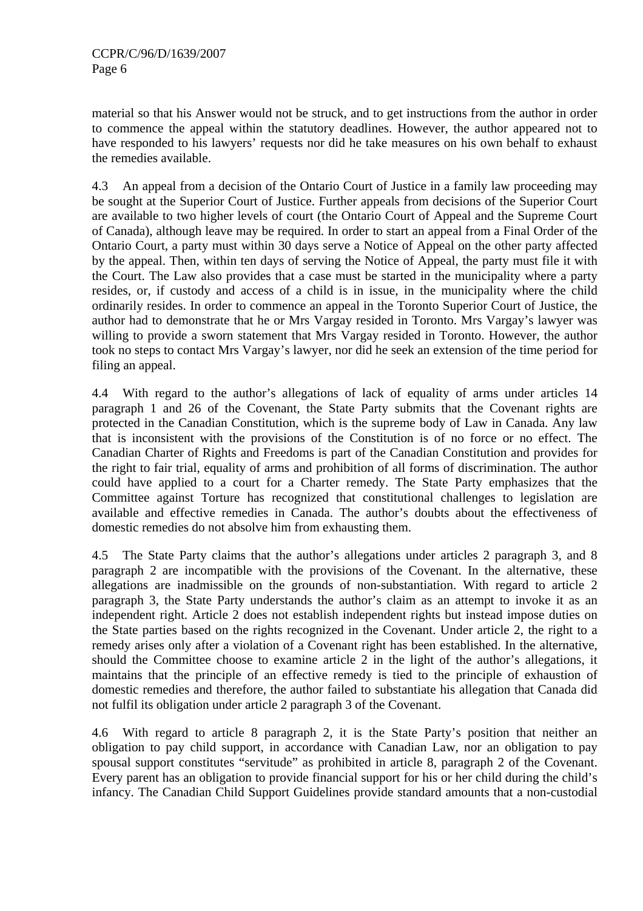material so that his Answer would not be struck, and to get instructions from the author in order to commence the appeal within the statutory deadlines. However, the author appeared not to have responded to his lawyers' requests nor did he take measures on his own behalf to exhaust the remedies available.

4.3 An appeal from a decision of the Ontario Court of Justice in a family law proceeding may be sought at the Superior Court of Justice. Further appeals from decisions of the Superior Court are available to two higher levels of court (the Ontario Court of Appeal and the Supreme Court of Canada), although leave may be required. In order to start an appeal from a Final Order of the Ontario Court, a party must within 30 days serve a Notice of Appeal on the other party affected by the appeal. Then, within ten days of serving the Notice of Appeal, the party must file it with the Court. The Law also provides that a case must be started in the municipality where a party resides, or, if custody and access of a child is in issue, in the municipality where the child ordinarily resides. In order to commence an appeal in the Toronto Superior Court of Justice, the author had to demonstrate that he or Mrs Vargay resided in Toronto. Mrs Vargay's lawyer was willing to provide a sworn statement that Mrs Vargay resided in Toronto. However, the author took no steps to contact Mrs Vargay's lawyer, nor did he seek an extension of the time period for filing an appeal.

4.4 With regard to the author's allegations of lack of equality of arms under articles 14 paragraph 1 and 26 of the Covenant, the State Party submits that the Covenant rights are protected in the Canadian Constitution, which is the supreme body of Law in Canada. Any law that is inconsistent with the provisions of the Constitution is of no force or no effect. The Canadian Charter of Rights and Freedoms is part of the Canadian Constitution and provides for the right to fair trial, equality of arms and prohibition of all forms of discrimination. The author could have applied to a court for a Charter remedy. The State Party emphasizes that the Committee against Torture has recognized that constitutional challenges to legislation are available and effective remedies in Canada. The author's doubts about the effectiveness of domestic remedies do not absolve him from exhausting them.

4.5 The State Party claims that the author's allegations under articles 2 paragraph 3, and 8 paragraph 2 are incompatible with the provisions of the Covenant. In the alternative, these allegations are inadmissible on the grounds of non-substantiation. With regard to article 2 paragraph 3, the State Party understands the author's claim as an attempt to invoke it as an independent right. Article 2 does not establish independent rights but instead impose duties on the State parties based on the rights recognized in the Covenant. Under article 2, the right to a remedy arises only after a violation of a Covenant right has been established. In the alternative, should the Committee choose to examine article 2 in the light of the author's allegations, it maintains that the principle of an effective remedy is tied to the principle of exhaustion of domestic remedies and therefore, the author failed to substantiate his allegation that Canada did not fulfil its obligation under article 2 paragraph 3 of the Covenant.

4.6 With regard to article 8 paragraph 2, it is the State Party's position that neither an obligation to pay child support, in accordance with Canadian Law, nor an obligation to pay spousal support constitutes "servitude" as prohibited in article 8, paragraph 2 of the Covenant. Every parent has an obligation to provide financial support for his or her child during the child's infancy. The Canadian Child Support Guidelines provide standard amounts that a non-custodial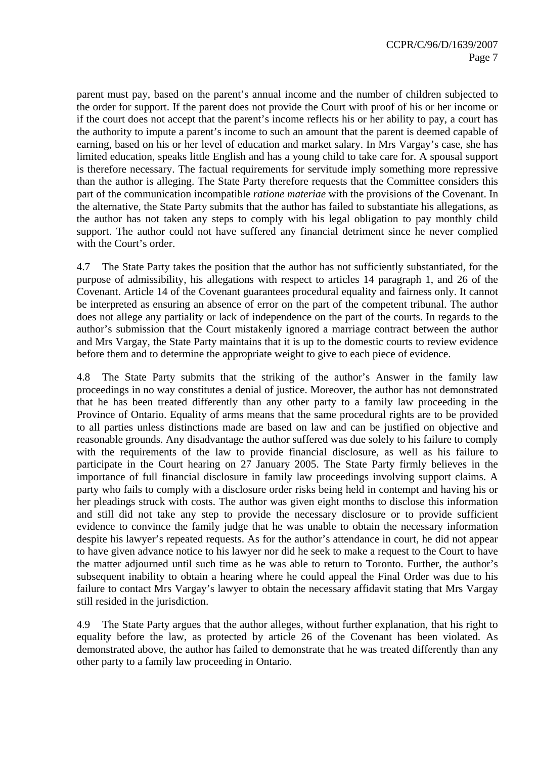parent must pay, based on the parent's annual income and the number of children subjected to the order for support. If the parent does not provide the Court with proof of his or her income or if the court does not accept that the parent's income reflects his or her ability to pay, a court has the authority to impute a parent's income to such an amount that the parent is deemed capable of earning, based on his or her level of education and market salary. In Mrs Vargay's case, she has limited education, speaks little English and has a young child to take care for. A spousal support is therefore necessary. The factual requirements for servitude imply something more repressive than the author is alleging. The State Party therefore requests that the Committee considers this part of the communication incompatible *ratione materiae* with the provisions of the Covenant. In the alternative, the State Party submits that the author has failed to substantiate his allegations, as the author has not taken any steps to comply with his legal obligation to pay monthly child support. The author could not have suffered any financial detriment since he never complied with the Court's order.

4.7 The State Party takes the position that the author has not sufficiently substantiated, for the purpose of admissibility, his allegations with respect to articles 14 paragraph 1, and 26 of the Covenant. Article 14 of the Covenant guarantees procedural equality and fairness only. It cannot be interpreted as ensuring an absence of error on the part of the competent tribunal. The author does not allege any partiality or lack of independence on the part of the courts. In regards to the author's submission that the Court mistakenly ignored a marriage contract between the author and Mrs Vargay, the State Party maintains that it is up to the domestic courts to review evidence before them and to determine the appropriate weight to give to each piece of evidence.

4.8 The State Party submits that the striking of the author's Answer in the family law proceedings in no way constitutes a denial of justice. Moreover, the author has not demonstrated that he has been treated differently than any other party to a family law proceeding in the Province of Ontario. Equality of arms means that the same procedural rights are to be provided to all parties unless distinctions made are based on law and can be justified on objective and reasonable grounds. Any disadvantage the author suffered was due solely to his failure to comply with the requirements of the law to provide financial disclosure, as well as his failure to participate in the Court hearing on 27 January 2005. The State Party firmly believes in the importance of full financial disclosure in family law proceedings involving support claims. A party who fails to comply with a disclosure order risks being held in contempt and having his or her pleadings struck with costs. The author was given eight months to disclose this information and still did not take any step to provide the necessary disclosure or to provide sufficient evidence to convince the family judge that he was unable to obtain the necessary information despite his lawyer's repeated requests. As for the author's attendance in court, he did not appear to have given advance notice to his lawyer nor did he seek to make a request to the Court to have the matter adjourned until such time as he was able to return to Toronto. Further, the author's subsequent inability to obtain a hearing where he could appeal the Final Order was due to his failure to contact Mrs Vargay's lawyer to obtain the necessary affidavit stating that Mrs Vargay still resided in the jurisdiction.

4.9 The State Party argues that the author alleges, without further explanation, that his right to equality before the law, as protected by article 26 of the Covenant has been violated. As demonstrated above, the author has failed to demonstrate that he was treated differently than any other party to a family law proceeding in Ontario.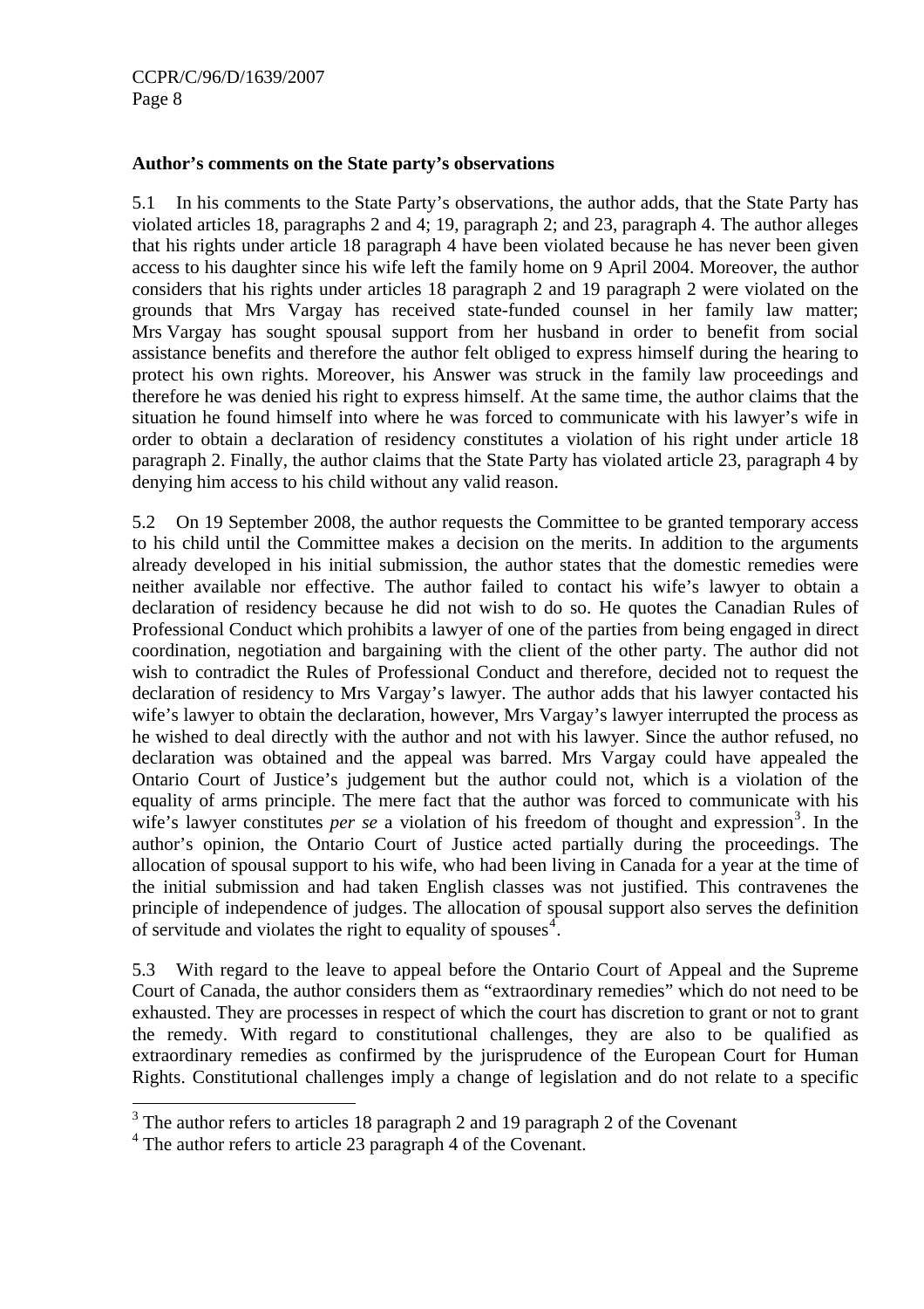**Author's comments on the State party's observations**

5.1 In his comments to the State Party's observations, the author adds, that the State Party has violated articles 18, paragraphs 2 and 4; 19, paragraph 2; and 23, paragraph 4. The author alleges that his rights under article 18 paragraph 4 have been violated because he has never been given access to his daughter since his wife left the family home on 9 April 2004. Moreover, the author considers that his rights under articles 18 paragraph 2 and 19 paragraph 2 were violated on the grounds that Mrs Vargay has received state-funded counsel in her family law matter; Mrs Vargay has sought spousal support from her husband in order to benefit from social assistance benefits and therefore the author felt obliged to express himself during the hearing to protect his own rights. Moreover, his Answer was struck in the family law proceedings and therefore he was denied his right to express himself. At the same time, the author claims that the situation he found himself into where he was forced to communicate with his lawyer's wife in order to obtain a declaration of residency constitutes a violation of his right under article 18 paragraph 2. Finally, the author claims that the State Party has violated article 23, paragraph 4 by denying him access to his child without any valid reason.

5.2 On 19 September 2008, the author requests the Committee to be granted temporary access to his child until the Committee makes a decision on the merits. In addition to the arguments already developed in his initial submission, the author states that the domestic remedies were neither available nor effective. The author failed to contact his wife's lawyer to obtain a declaration of residency because he did not wish to do so. He quotes the Canadian Rules of Professional Conduct which prohibits a lawyer of one of the parties from being engaged in direct coordination, negotiation and bargaining with the client of the other party. The author did not wish to contradict the Rules of Professional Conduct and therefore, decided not to request the declaration of residency to Mrs Vargay's lawyer. The author adds that his lawyer contacted his wife's lawyer to obtain the declaration, however, Mrs Vargay's lawyer interrupted the process as he wished to deal directly with the author and not with his lawyer. Since the author refused, no declaration was obtained and the appeal was barred. Mrs Vargay could have appealed the Ontario Court of Justice's judgement but the author could not, which is a violation of the equality of arms principle. The mere fact that the author was forced to communicate with his wife's lawyer constitutes *per se* a violation of his freedom of thought and expression[3]. In the author's opinion, the Ontario Court of Justice acted partially during the proceedings. The allocation of spousal support to his wife, who had been living in Canada for a year at the time of the initial submission and had taken English classes was not justified. This contravenes the principle of independence of judges. The allocation of spousal support also serves the definition of servitude and violates the right to equality of spouses[4].

5.3 With regard to the leave to appeal before the Ontario Court of Appeal and the Supreme Court of Canada, the author considers them as "extraordinary remedies" which do not need to be exhausted. They are processes in respect of which the court has discretion to grant or not to grant the remedy. With regard to constitutional challenges, they are also to be qualified as extraordinary remedies as confirmed by the jurisprudence of the European Court for Human Rights. Constitutional challenges imply a change of legislation and do not relate to a specific

---

[3] The author refers to articles 18 paragraph 2 and 19 paragraph 2 of the Covenant

[4] The author refers to article 23 paragraph 4 of the Covenant.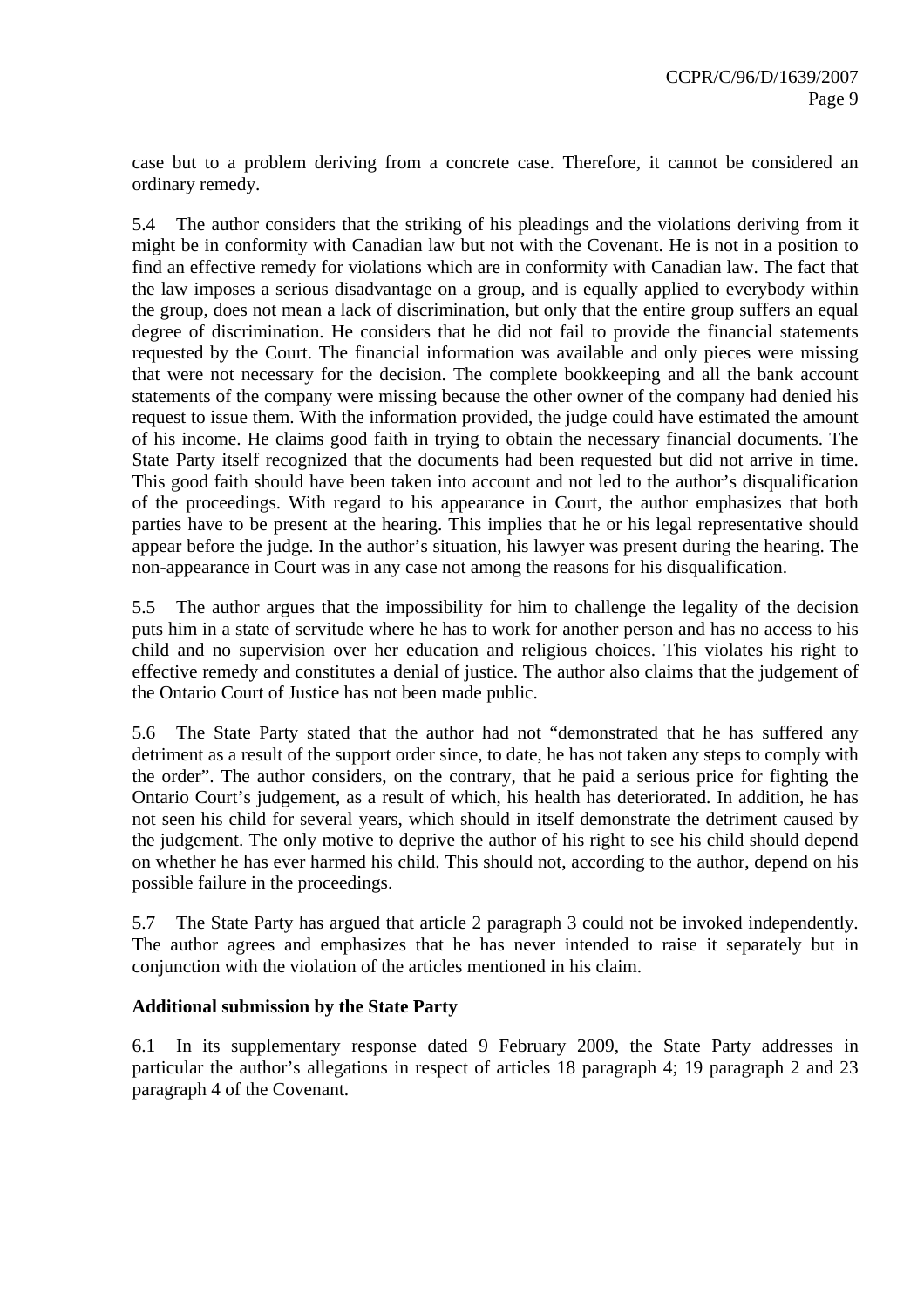case but to a problem deriving from a concrete case. Therefore, it cannot be considered an ordinary remedy.

5.4 The author considers that the striking of his pleadings and the violations deriving from it might be in conformity with Canadian law but not with the Covenant. He is not in a position to find an effective remedy for violations which are in conformity with Canadian law. The fact that the law imposes a serious disadvantage on a group, and is equally applied to everybody within the group, does not mean a lack of discrimination, but only that the entire group suffers an equal degree of discrimination. He considers that he did not fail to provide the financial statements requested by the Court. The financial information was available and only pieces were missing that were not necessary for the decision. The complete bookkeeping and all the bank account statements of the company were missing because the other owner of the company had denied his request to issue them. With the information provided, the judge could have estimated the amount of his income. He claims good faith in trying to obtain the necessary financial documents. The State Party itself recognized that the documents had been requested but did not arrive in time. This good faith should have been taken into account and not led to the author's disqualification of the proceedings. With regard to his appearance in Court, the author emphasizes that both parties have to be present at the hearing. This implies that he or his legal representative should appear before the judge. In the author's situation, his lawyer was present during the hearing. The non-appearance in Court was in any case not among the reasons for his disqualification.

5.5 The author argues that the impossibility for him to challenge the legality of the decision puts him in a state of servitude where he has to work for another person and has no access to his child and no supervision over her education and religious choices. This violates his right to effective remedy and constitutes a denial of justice. The author also claims that the judgement of the Ontario Court of Justice has not been made public.

5.6 The State Party stated that the author had not "demonstrated that he has suffered any detriment as a result of the support order since, to date, he has not taken any steps to comply with the order". The author considers, on the contrary, that he paid a serious price for fighting the Ontario Court's judgement, as a result of which, his health has deteriorated. In addition, he has not seen his child for several years, which should in itself demonstrate the detriment caused by the judgement. The only motive to deprive the author of his right to see his child should depend on whether he has ever harmed his child. This should not, according to the author, depend on his possible failure in the proceedings.

5.7 The State Party has argued that article 2 paragraph 3 could not be invoked independently. The author agrees and emphasizes that he has never intended to raise it separately but in conjunction with the violation of the articles mentioned in his claim.

**Additional submission by the State Party**

6.1 In its supplementary response dated 9 February 2009, the State Party addresses in particular the author's allegations in respect of articles 18 paragraph 4; 19 paragraph 2 and 23 paragraph 4 of the Covenant.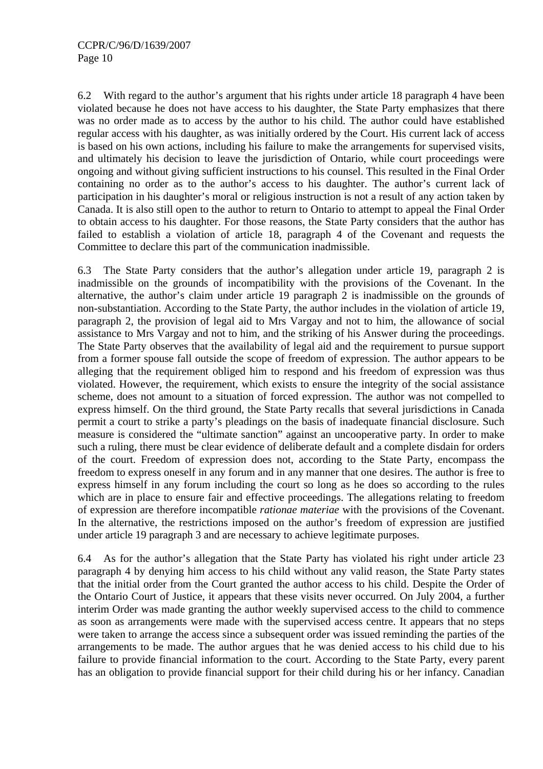6.2 With regard to the author's argument that his rights under article 18 paragraph 4 have been violated because he does not have access to his daughter, the State Party emphasizes that there was no order made as to access by the author to his child. The author could have established regular access with his daughter, as was initially ordered by the Court. His current lack of access is based on his own actions, including his failure to make the arrangements for supervised visits, and ultimately his decision to leave the jurisdiction of Ontario, while court proceedings were ongoing and without giving sufficient instructions to his counsel. This resulted in the Final Order containing no order as to the author's access to his daughter. The author's current lack of participation in his daughter's moral or religious instruction is not a result of any action taken by Canada. It is also still open to the author to return to Ontario to attempt to appeal the Final Order to obtain access to his daughter. For those reasons, the State Party considers that the author has failed to establish a violation of article 18, paragraph 4 of the Covenant and requests the Committee to declare this part of the communication inadmissible.

6.3 The State Party considers that the author's allegation under article 19, paragraph 2 is inadmissible on the grounds of incompatibility with the provisions of the Covenant. In the alternative, the author's claim under article 19 paragraph 2 is inadmissible on the grounds of non-substantiation. According to the State Party, the author includes in the violation of article 19, paragraph 2, the provision of legal aid to Mrs Vargay and not to him, the allowance of social assistance to Mrs Vargay and not to him, and the striking of his Answer during the proceedings. The State Party observes that the availability of legal aid and the requirement to pursue support from a former spouse fall outside the scope of freedom of expression. The author appears to be alleging that the requirement obliged him to respond and his freedom of expression was thus violated. However, the requirement, which exists to ensure the integrity of the social assistance scheme, does not amount to a situation of forced expression. The author was not compelled to express himself. On the third ground, the State Party recalls that several jurisdictions in Canada permit a court to strike a party's pleadings on the basis of inadequate financial disclosure. Such measure is considered the "ultimate sanction" against an uncooperative party. In order to make such a ruling, there must be clear evidence of deliberate default and a complete disdain for orders of the court. Freedom of expression does not, according to the State Party, encompass the freedom to express oneself in any forum and in any manner that one desires. The author is free to express himself in any forum including the court so long as he does so according to the rules which are in place to ensure fair and effective proceedings. The allegations relating to freedom of expression are therefore incompatible *rationae materiae* with the provisions of the Covenant. In the alternative, the restrictions imposed on the author's freedom of expression are justified under article 19 paragraph 3 and are necessary to achieve legitimate purposes.

6.4 As for the author's allegation that the State Party has violated his right under article 23 paragraph 4 by denying him access to his child without any valid reason, the State Party states that the initial order from the Court granted the author access to his child. Despite the Order of the Ontario Court of Justice, it appears that these visits never occurred. On July 2004, a further interim Order was made granting the author weekly supervised access to the child to commence as soon as arrangements were made with the supervised access centre. It appears that no steps were taken to arrange the access since a subsequent order was issued reminding the parties of the arrangements to be made. The author argues that he was denied access to his child due to his failure to provide financial information to the court. According to the State Party, every parent has an obligation to provide financial support for their child during his or her infancy. Canadian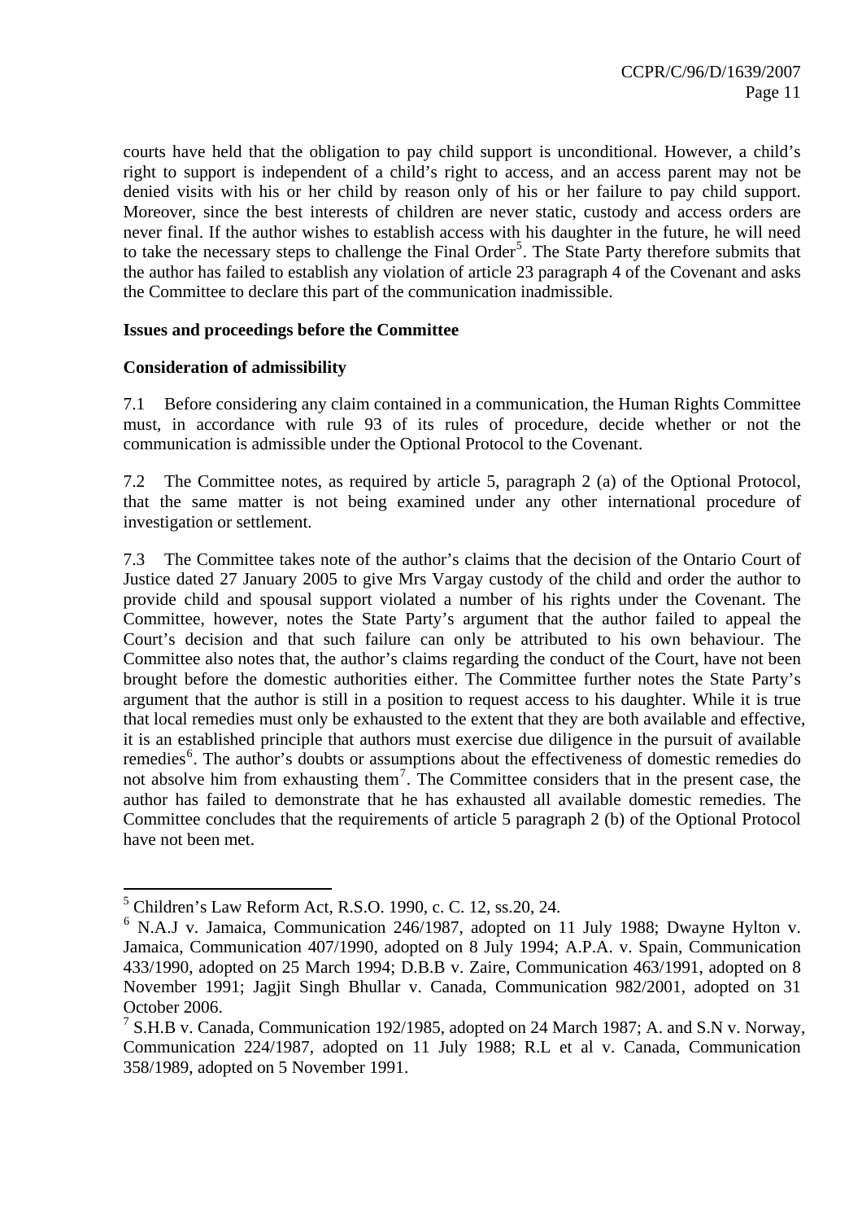courts have held that the obligation to pay child support is unconditional. However, a child's right to support is independent of a child's right to access, and an access parent may not be denied visits with his or her child by reason only of his or her failure to pay child support. Moreover, since the best interests of children are never static, custody and access orders are never final. If the author wishes to establish access with his daughter in the future, he will need to take the necessary steps to challenge the Final Order[5]. The State Party therefore submits that the author has failed to establish any violation of article 23 paragraph 4 of the Covenant and asks the Committee to declare this part of the communication inadmissible.

**Issues and proceedings before the Committee**

**Consideration of admissibility**

7.1 Before considering any claim contained in a communication, the Human Rights Committee must, in accordance with rule 93 of its rules of procedure, decide whether or not the communication is admissible under the Optional Protocol to the Covenant.

7.2 The Committee notes, as required by article 5, paragraph 2 (a) of the Optional Protocol, that the same matter is not being examined under any other international procedure of investigation or settlement.

7.3 The Committee takes note of the author's claims that the decision of the Ontario Court of Justice dated 27 January 2005 to give Mrs Vargay custody of the child and order the author to provide child and spousal support violated a number of his rights under the Covenant. The Committee, however, notes the State Party's argument that the author failed to appeal the Court's decision and that such failure can only be attributed to his own behaviour. The Committee also notes that, the author's claims regarding the conduct of the Court, have not been brought before the domestic authorities either. The Committee further notes the State Party's argument that the author is still in a position to request access to his daughter. While it is true that local remedies must only be exhausted to the extent that they are both available and effective, it is an established principle that authors must exercise due diligence in the pursuit of available remedies[6]. The author's doubts or assumptions about the effectiveness of domestic remedies do not absolve him from exhausting them[7]. The Committee considers that in the present case, the author has failed to demonstrate that he has exhausted all available domestic remedies. The Committee concludes that the requirements of article 5 paragraph 2 (b) of the Optional Protocol have not been met.

---

[5] Children's Law Reform Act, R.S.O. 1990, c. C. 12, ss.20, 24.

[6] N.A.J v. Jamaica, Communication 246/1987, adopted on 11 July 1988; Dwayne Hylton v. Jamaica, Communication 407/1990, adopted on 8 July 1994; A.P.A. v. Spain, Communication 433/1990, adopted on 25 March 1994; D.B.B v. Zaire, Communication 463/1991, adopted on 8 November 1991; Jagjit Singh Bhullar v. Canada, Communication 982/2001, adopted on 31 October 2006.

[7] S.H.B v. Canada, Communication 192/1985, adopted on 24 March 1987; A. and S.N v. Norway, Communication 224/1987, adopted on 11 July 1988; R.L et al v. Canada, Communication 358/1989, adopted on 5 November 1991.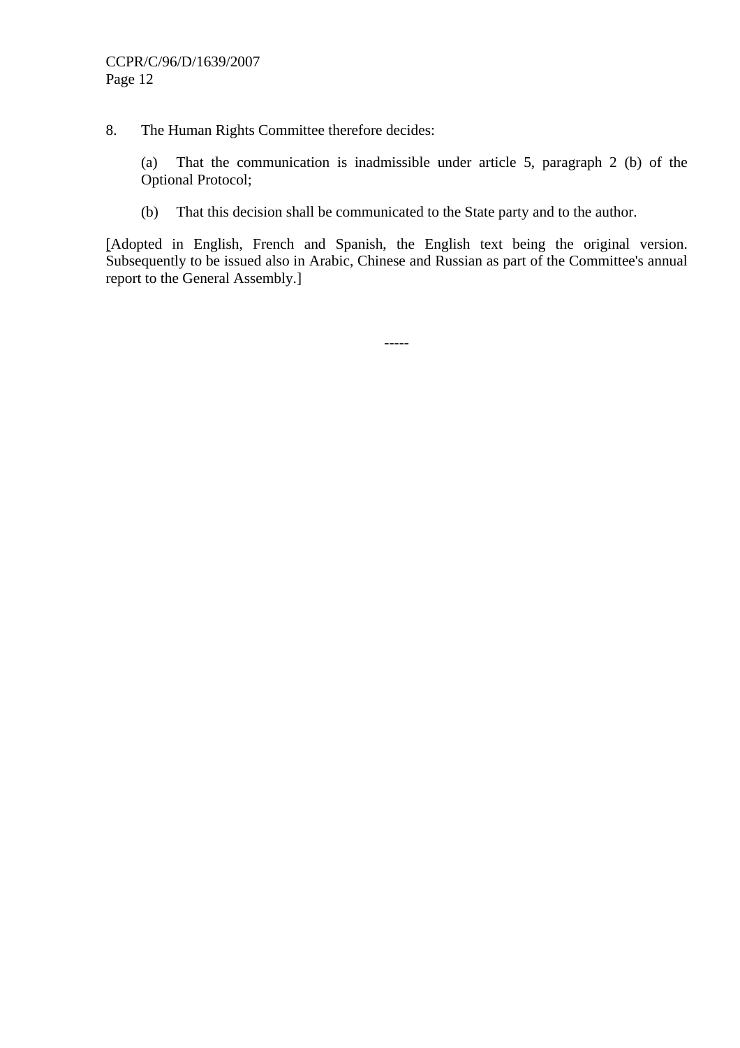8. The Human Rights Committee therefore decides:

(a) That the communication is inadmissible under article 5, paragraph 2 (b) of the Optional Protocol;

(b) That this decision shall be communicated to the State party and to the author.

[Adopted in English, French and Spanish, the English text being the original version. Subsequently to be issued also in Arabic, Chinese and Russian as part of the Committee's annual report to the General Assembly.]

-----